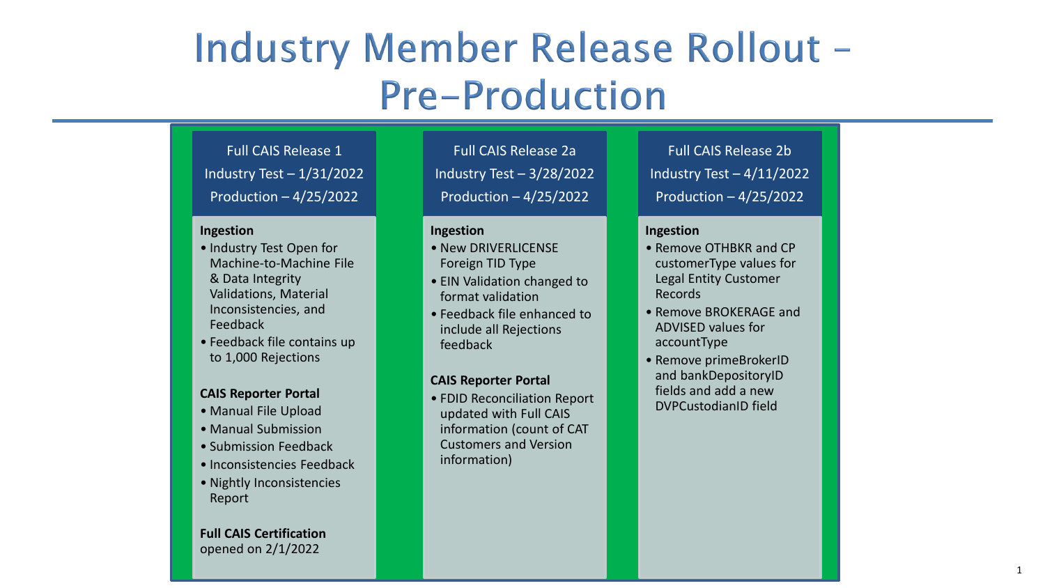# Industry Member Release Rollout – Pre-Production

## Full CAIS Release 1

Industry Test – 1/31/2022

Production – 4/25/2022

**Ingestion**

- Industry Test Open for Machine-to-Machine File & Data Integrity Validations, Material Inconsistencies, and Feedback
- Feedback file contains up to 1,000 Rejections

**CAIS Reporter Portal**

- Manual File Upload
- Manual Submission
- Submission Feedback
- Inconsistencies Feedback
- Nightly Inconsistencies Report

**Full CAIS Certification** opened on 2/1/2022

## Full CAIS Release 2a

Industry Test – 3/28/2022

Production – 4/25/2022

**Ingestion**

- New DRIVERLICENSE Foreign TID Type
- EIN Validation changed to format validation
- Feedback file enhanced to include all Rejections feedback

**CAIS Reporter Portal**

- FDID Reconciliation Report updated with Full CAIS information (count of CAT Customers and Version information)

## Full CAIS Release 2b

Industry Test – 4/11/2022

Production – 4/25/2022

**Ingestion**

- Remove OTHBKR and CP customerType values for Legal Entity Customer Records
- Remove BROKERAGE and ADVISED values for accountType
- Remove primeBrokerID and bankDepositoryID fields and add a new DVPCustodianID field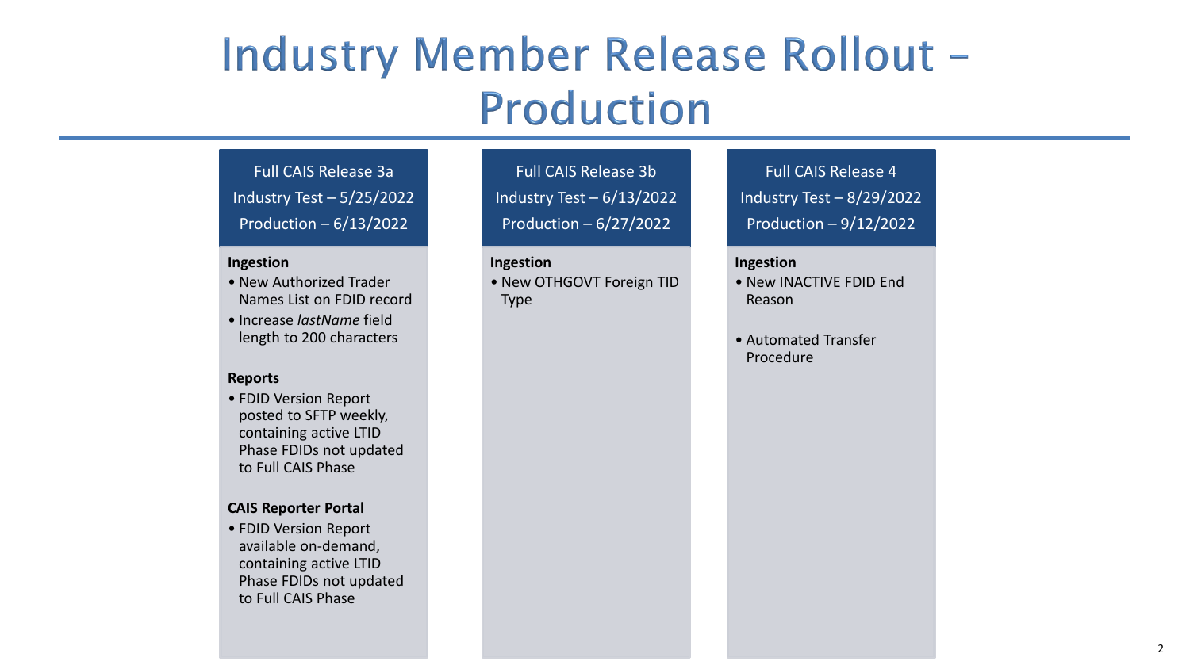# Industry Member Release Rollout – Production

## Full CAIS Release 3a

Industry Test – 5/25/2022

Production – 6/13/2022

**Ingestion**

- New Authorized Trader Names List on FDID record
- Increase *lastName* field length to 200 characters

**Reports**

- FDID Version Report posted to SFTP weekly, containing active LTID Phase FDIDs not updated to Full CAIS Phase

**CAIS Reporter Portal**

- FDID Version Report available on-demand, containing active LTID Phase FDIDs not updated to Full CAIS Phase

## Full CAIS Release 3b

Industry Test – 6/13/2022

Production – 6/27/2022

**Ingestion**

- New OTHGOVT Foreign TID Type

## Full CAIS Release 4

Industry Test – 8/29/2022

Production – 9/12/2022

**Ingestion**

- New INACTIVE FDID End Reason
- Automated Transfer Procedure